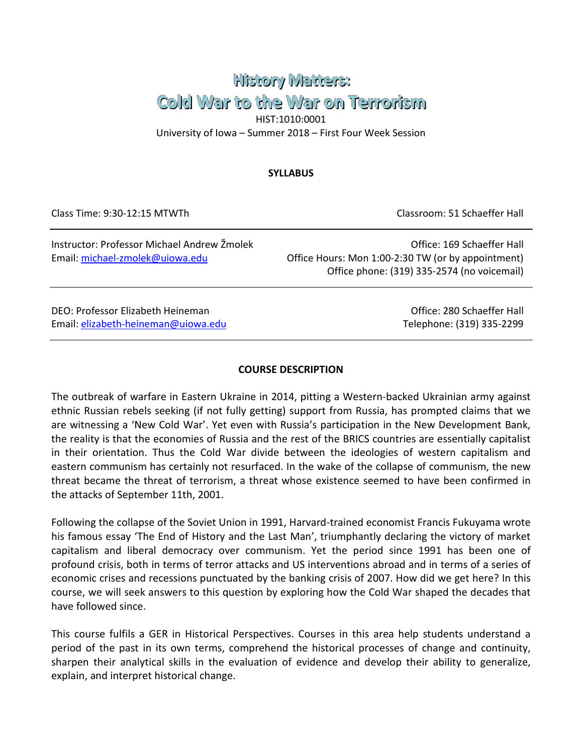# History Matters:
# Cold War to the War on Terrorism

HIST:1010:0001
University of Iowa – Summer 2018 – First Four Week Session

**SYLLABUS**

Class Time: 9:30-12:15 MTWTh

Classroom: 51 Schaeffer Hall

---

Instructor: Professor Michael Andrew Žmolek
Email: michael-zmolek@uiowa.edu

Office: 169 Schaeffer Hall
Office Hours: Mon 1:00-2:30 TW (or by appointment)
Office phone: (319) 335-2574 (no voicemail)

---

DEO: Professor Elizabeth Heineman
Email: elizabeth-heineman@uiowa.edu

Office: 280 Schaeffer Hall
Telephone: (319) 335-2299

---

**COURSE DESCRIPTION**

The outbreak of warfare in Eastern Ukraine in 2014, pitting a Western-backed Ukrainian army against ethnic Russian rebels seeking (if not fully getting) support from Russia, has prompted claims that we are witnessing a 'New Cold War'. Yet even with Russia's participation in the New Development Bank, the reality is that the economies of Russia and the rest of the BRICS countries are essentially capitalist in their orientation. Thus the Cold War divide between the ideologies of western capitalism and eastern communism has certainly not resurfaced. In the wake of the collapse of communism, the new threat became the threat of terrorism, a threat whose existence seemed to have been confirmed in the attacks of September 11th, 2001.

Following the collapse of the Soviet Union in 1991, Harvard-trained economist Francis Fukuyama wrote his famous essay 'The End of History and the Last Man', triumphantly declaring the victory of market capitalism and liberal democracy over communism. Yet the period since 1991 has been one of profound crisis, both in terms of terror attacks and US interventions abroad and in terms of a series of economic crises and recessions punctuated by the banking crisis of 2007. How did we get here? In this course, we will seek answers to this question by exploring how the Cold War shaped the decades that have followed since.

This course fulfils a GER in Historical Perspectives. Courses in this area help students understand a period of the past in its own terms, comprehend the historical processes of change and continuity, sharpen their analytical skills in the evaluation of evidence and develop their ability to generalize, explain, and interpret historical change.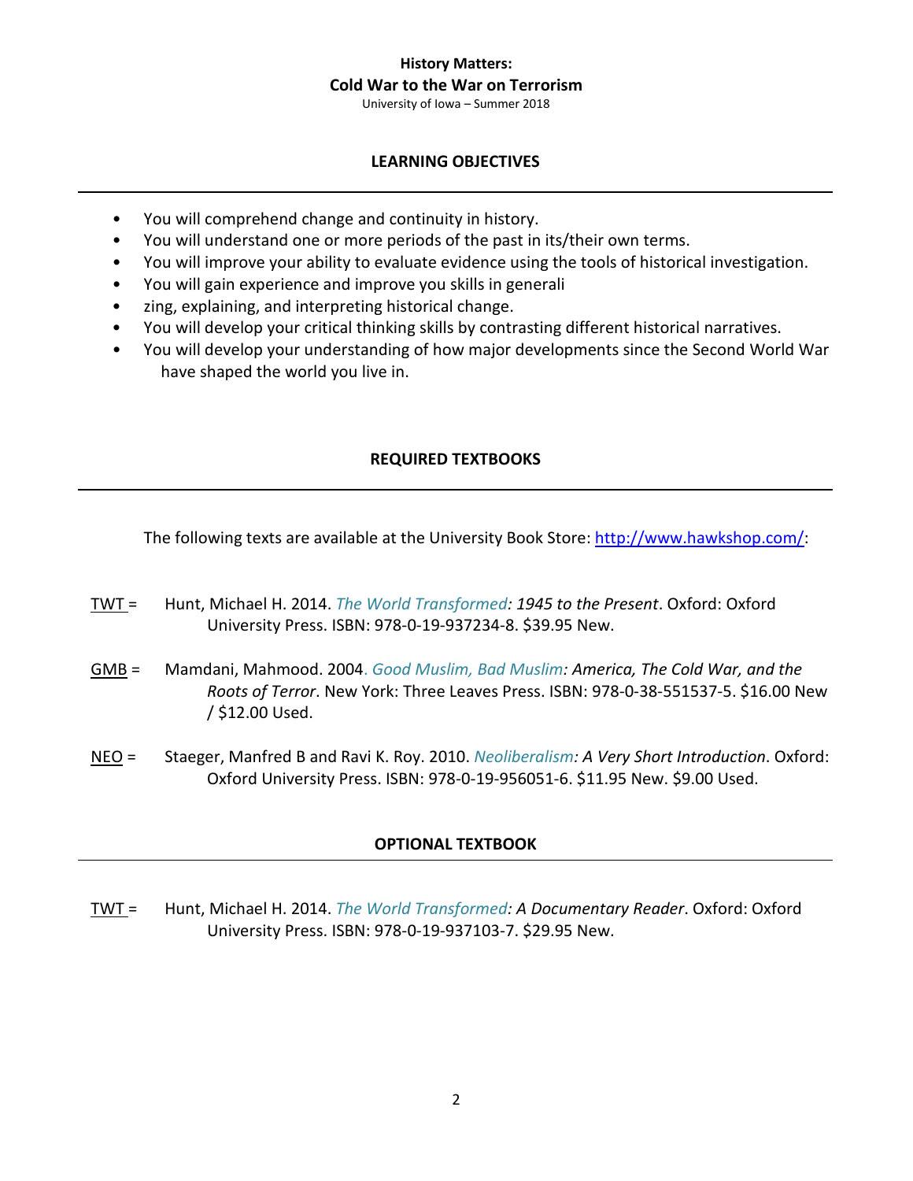**History Matters:**
**Cold War to the War on Terrorism**
University of Iowa – Summer 2018

## LEARNING OBJECTIVES

- You will comprehend change and continuity in history.
- You will understand one or more periods of the past in its/their own terms.
- You will improve your ability to evaluate evidence using the tools of historical investigation.
- You will gain experience and improve you skills in generali
- zing, explaining, and interpreting historical change.
- You will develop your critical thinking skills by contrasting different historical narratives.
- You will develop your understanding of how major developments since the Second World War have shaped the world you live in.

## REQUIRED TEXTBOOKS

The following texts are available at the University Book Store: http://www.hawkshop.com/:

TWT = Hunt, Michael H. 2014. *The World Transformed: 1945 to the Present*. Oxford: Oxford University Press. ISBN: 978-0-19-937234-8. $39.95 New.

GMB = Mamdani, Mahmood. 2004. *Good Muslim, Bad Muslim: America, The Cold War, and the Roots of Terror*. New York: Three Leaves Press. ISBN: 978-0-38-551537-5. $16.00 New / $12.00 Used.

NEO = Staeger, Manfred B and Ravi K. Roy. 2010. *Neoliberalism: A Very Short Introduction*. Oxford: Oxford University Press. ISBN: 978-0-19-956051-6. $11.95 New. $9.00 Used.

## OPTIONAL TEXTBOOK

TWT = Hunt, Michael H. 2014. *The World Transformed: A Documentary Reader*. Oxford: Oxford University Press. ISBN: 978-0-19-937103-7. $29.95 New.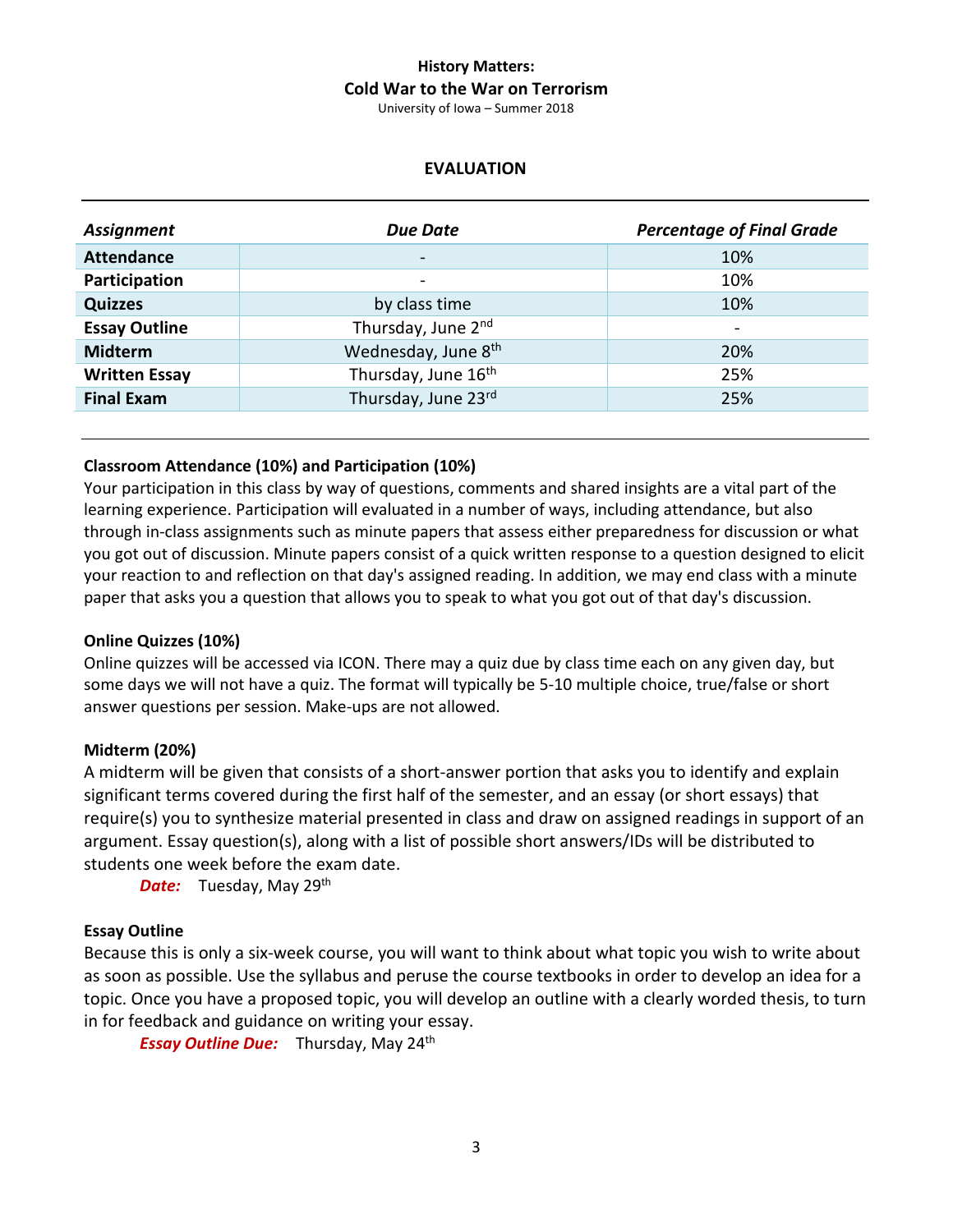**History Matters:**
**Cold War to the War on Terrorism**
University of Iowa – Summer 2018

## EVALUATION

| *Assignment* | *Due Date* | *Percentage of Final Grade* |
|---|---|---|
| **Attendance** | - | 10% |
| **Participation** | - | 10% |
| **Quizzes** | by class time | 10% |
| **Essay Outline** | Thursday, June 2nd | - |
| **Midterm** | Wednesday, June 8th | 20% |
| **Written Essay** | Thursday, June 16th | 25% |
| **Final Exam** | Thursday, June 23rd | 25% |

### Classroom Attendance (10%) and Participation (10%)

Your participation in this class by way of questions, comments and shared insights are a vital part of the learning experience. Participation will evaluated in a number of ways, including attendance, but also through in-class assignments such as minute papers that assess either preparedness for discussion or what you got out of discussion. Minute papers consist of a quick written response to a question designed to elicit your reaction to and reflection on that day's assigned reading. In addition, we may end class with a minute paper that asks you a question that allows you to speak to what you got out of that day's discussion.

### Online Quizzes (10%)

Online quizzes will be accessed via ICON. There may a quiz due by class time each on any given day, but some days we will not have a quiz. The format will typically be 5-10 multiple choice, true/false or short answer questions per session. Make-ups are not allowed.

### Midterm (20%)

A midterm will be given that consists of a short-answer portion that asks you to identify and explain significant terms covered during the first half of the semester, and an essay (or short essays) that require(s) you to synthesize material presented in class and draw on assigned readings in support of an argument. Essay question(s), along with a list of possible short answers/IDs will be distributed to students one week before the exam date.

***Date:*** Tuesday, May 29th

### Essay Outline

Because this is only a six-week course, you will want to think about what topic you wish to write about as soon as possible. Use the syllabus and peruse the course textbooks in order to develop an idea for a topic. Once you have a proposed topic, you will develop an outline with a clearly worded thesis, to turn in for feedback and guidance on writing your essay.

***Essay Outline Due:*** Thursday, May 24th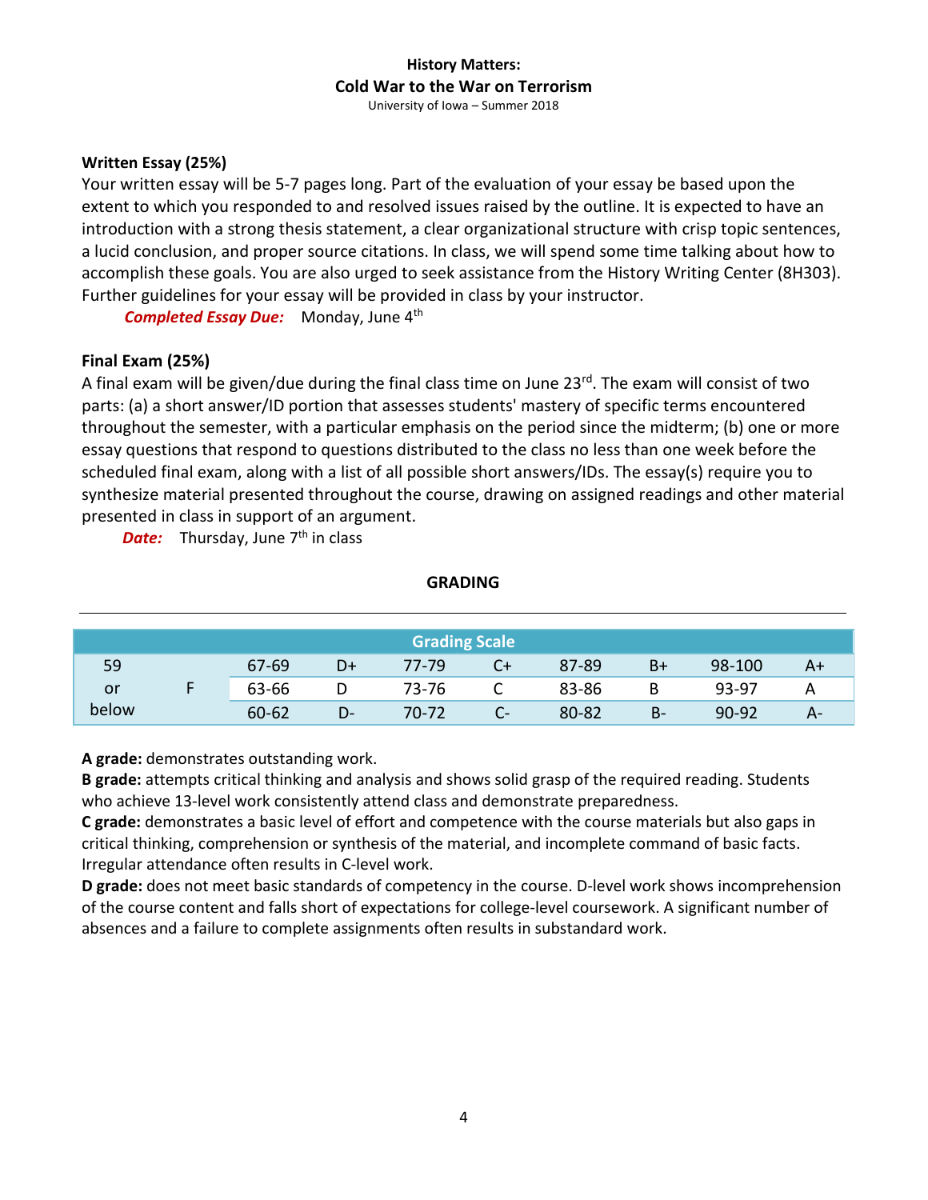**Written Essay (25%)**

Your written essay will be 5-7 pages long. Part of the evaluation of your essay be based upon the extent to which you responded to and resolved issues raised by the outline. It is expected to have an introduction with a strong thesis statement, a clear organizational structure with crisp topic sentences, a lucid conclusion, and proper source citations. In class, we will spend some time talking about how to accomplish these goals. You are also urged to seek assistance from the History Writing Center (8H303). Further guidelines for your essay will be provided in class by your instructor.

***Completed Essay Due:*** Monday, June 4th

**Final Exam (25%)**

A final exam will be given/due during the final class time on June 23rd. The exam will consist of two parts: (a) a short answer/ID portion that assesses students' mastery of specific terms encountered throughout the semester, with a particular emphasis on the period since the midterm; (b) one or more essay questions that respond to questions distributed to the class no less than one week before the scheduled final exam, along with a list of all possible short answers/IDs. The essay(s) require you to synthesize material presented throughout the course, drawing on assigned readings and other material presented in class in support of an argument.

***Date:*** Thursday, June 7th in class

## GRADING

| Grading Scale | | | | | | | | | |
|---|---|---|---|---|---|---|---|---|---|
| 59 or below | F | 67-69 | D+ | 77-79 | C+ | 87-89 | B+ | 98-100 | A+ |
| | | 63-66 | D | 73-76 | C | 83-86 | B | 93-97 | A |
| | | 60-62 | D- | 70-72 | C- | 80-82 | B- | 90-92 | A- |

**A grade:** demonstrates outstanding work.

**B grade:** attempts critical thinking and analysis and shows solid grasp of the required reading. Students who achieve 13-level work consistently attend class and demonstrate preparedness.

**C grade:** demonstrates a basic level of effort and competence with the course materials but also gaps in critical thinking, comprehension or synthesis of the material, and incomplete command of basic facts. Irregular attendance often results in C-level work.

**D grade:** does not meet basic standards of competency in the course. D-level work shows incomprehension of the course content and falls short of expectations for college-level coursework. A significant number of absences and a failure to complete assignments often results in substandard work.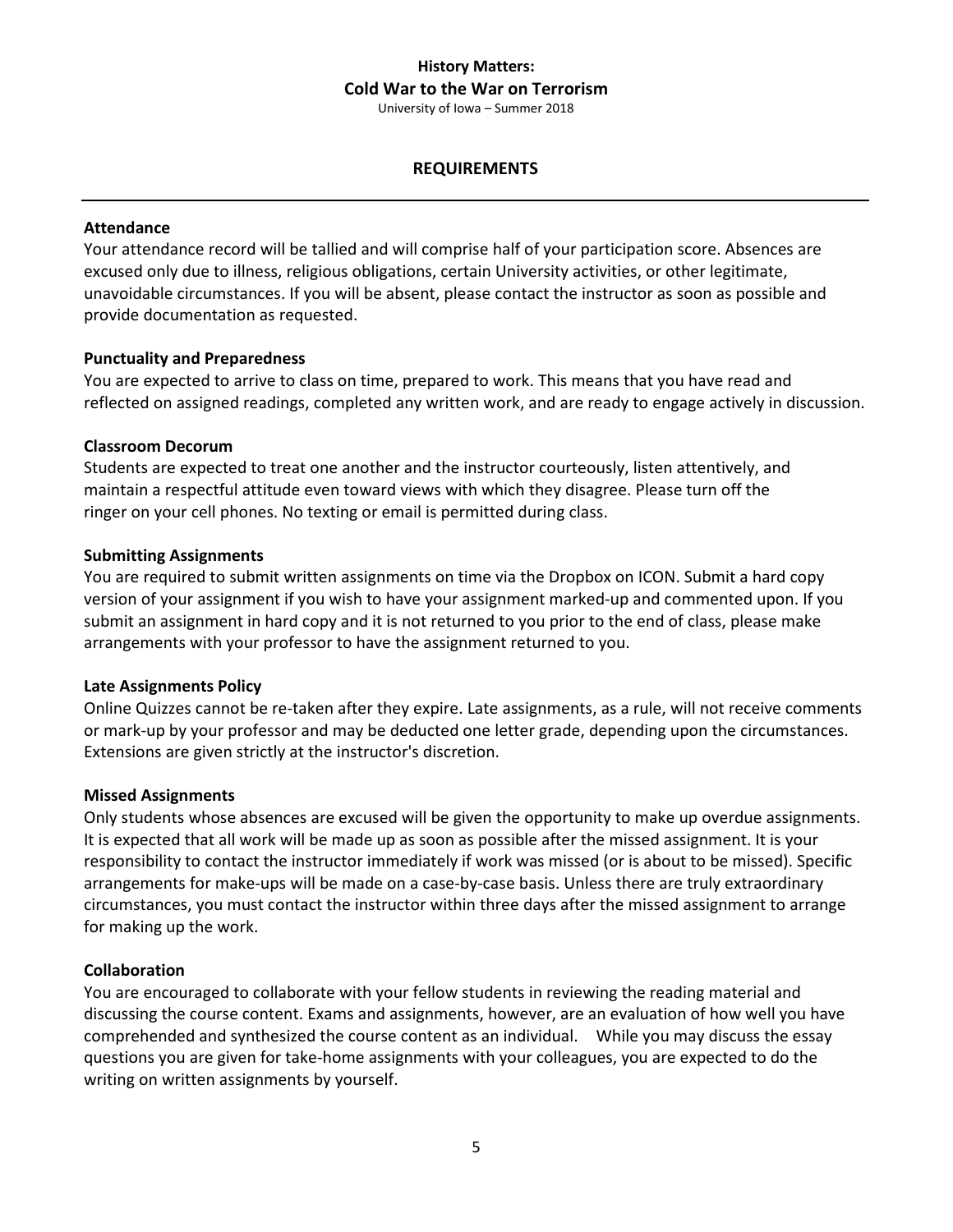**History Matters:**
**Cold War to the War on Terrorism**
University of Iowa – Summer 2018

## REQUIREMENTS

---

### Attendance

Your attendance record will be tallied and will comprise half of your participation score. Absences are excused only due to illness, religious obligations, certain University activities, or other legitimate, unavoidable circumstances. If you will be absent, please contact the instructor as soon as possible and provide documentation as requested.

### Punctuality and Preparedness

You are expected to arrive to class on time, prepared to work. This means that you have read and reflected on assigned readings, completed any written work, and are ready to engage actively in discussion.

### Classroom Decorum

Students are expected to treat one another and the instructor courteously, listen attentively, and maintain a respectful attitude even toward views with which they disagree. Please turn off the ringer on your cell phones. No texting or email is permitted during class.

### Submitting Assignments

You are required to submit written assignments on time via the Dropbox on ICON. Submit a hard copy version of your assignment if you wish to have your assignment marked-up and commented upon. If you submit an assignment in hard copy and it is not returned to you prior to the end of class, please make arrangements with your professor to have the assignment returned to you.

### Late Assignments Policy

Online Quizzes cannot be re-taken after they expire. Late assignments, as a rule, will not receive comments or mark-up by your professor and may be deducted one letter grade, depending upon the circumstances. Extensions are given strictly at the instructor's discretion.

### Missed Assignments

Only students whose absences are excused will be given the opportunity to make up overdue assignments. It is expected that all work will be made up as soon as possible after the missed assignment. It is your responsibility to contact the instructor immediately if work was missed (or is about to be missed). Specific arrangements for make-ups will be made on a case-by-case basis. Unless there are truly extraordinary circumstances, you must contact the instructor within three days after the missed assignment to arrange for making up the work.

### Collaboration

You are encouraged to collaborate with your fellow students in reviewing the reading material and discussing the course content. Exams and assignments, however, are an evaluation of how well you have comprehended and synthesized the course content as an individual. While you may discuss the essay questions you are given for take-home assignments with your colleagues, you are expected to do the writing on written assignments by yourself.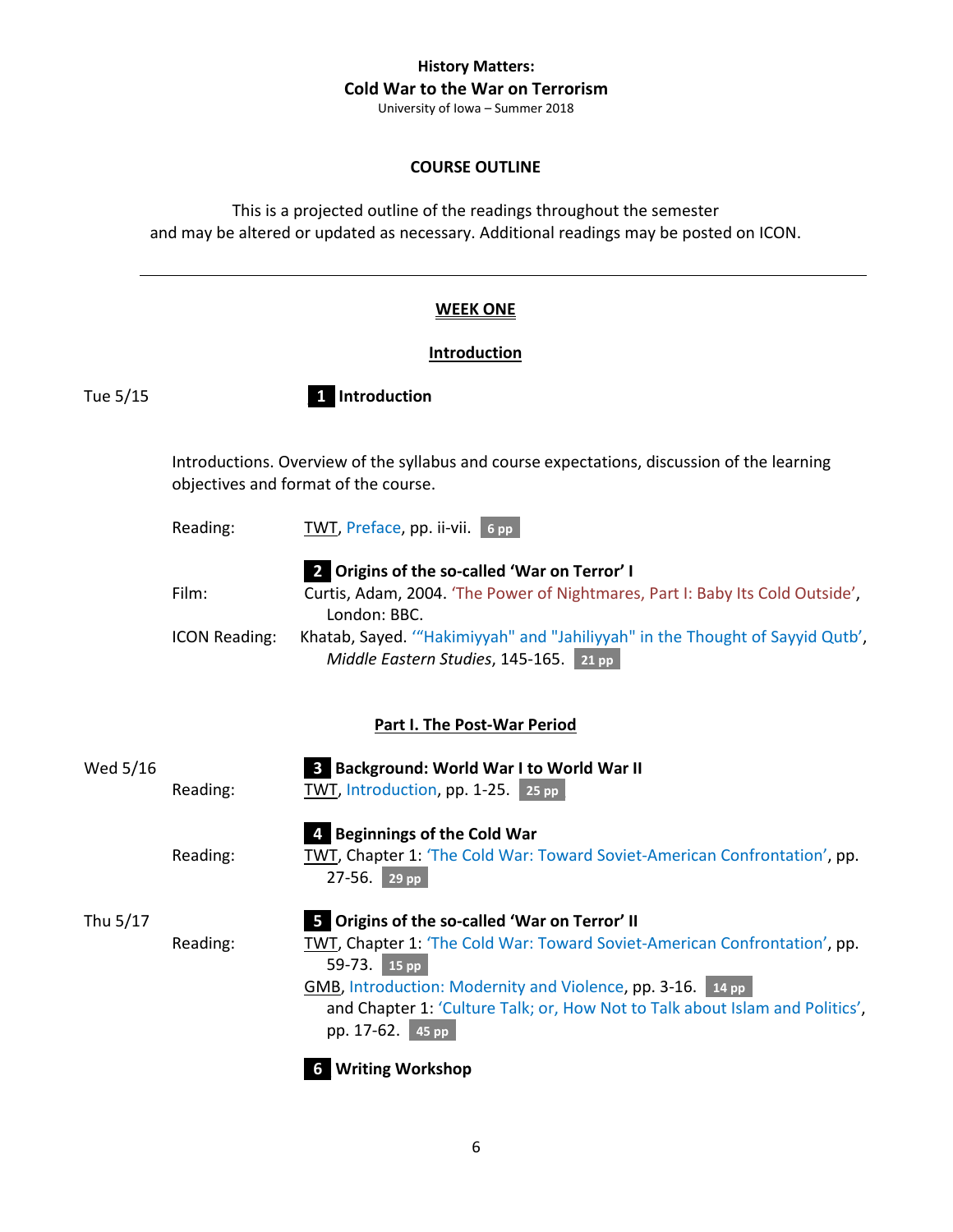**History Matters:**
**Cold War to the War on Terrorism**
University of Iowa – Summer 2018

## COURSE OUTLINE

This is a projected outline of the readings throughout the semester and may be altered or updated as necessary. Additional readings may be posted on ICON.

---

## WEEK ONE

### Introduction

Tue 5/15

**1 Introduction**

Introductions. Overview of the syllabus and course expectations, discussion of the learning objectives and format of the course.

Reading: TWT, Preface, pp. ii-vii. 6 pp

**2 Origins of the so-called 'War on Terror' I**

Film: Curtis, Adam, 2004. 'The Power of Nightmares, Part I: Baby Its Cold Outside', London: BBC.

ICON Reading: Khatab, Sayed. '"Hakimiyyah" and "Jahiliyyah" in the Thought of Sayyid Qutb', *Middle Eastern Studies*, 145-165. 21 pp

### Part I. The Post-War Period

Wed 5/16

**3 Background: World War I to World War II**

Reading: TWT, Introduction, pp. 1-25. 25 pp

**4 Beginnings of the Cold War**

Reading: TWT, Chapter 1: 'The Cold War: Toward Soviet-American Confrontation', pp. 27-56. 29 pp

Thu 5/17

**5 Origins of the so-called 'War on Terror' II**

Reading: TWT, Chapter 1: 'The Cold War: Toward Soviet-American Confrontation', pp. 59-73. 15 pp

GMB, Introduction: Modernity and Violence, pp. 3-16. 14 pp and Chapter 1: 'Culture Talk; or, How Not to Talk about Islam and Politics', pp. 17-62. 45 pp

**6 Writing Workshop**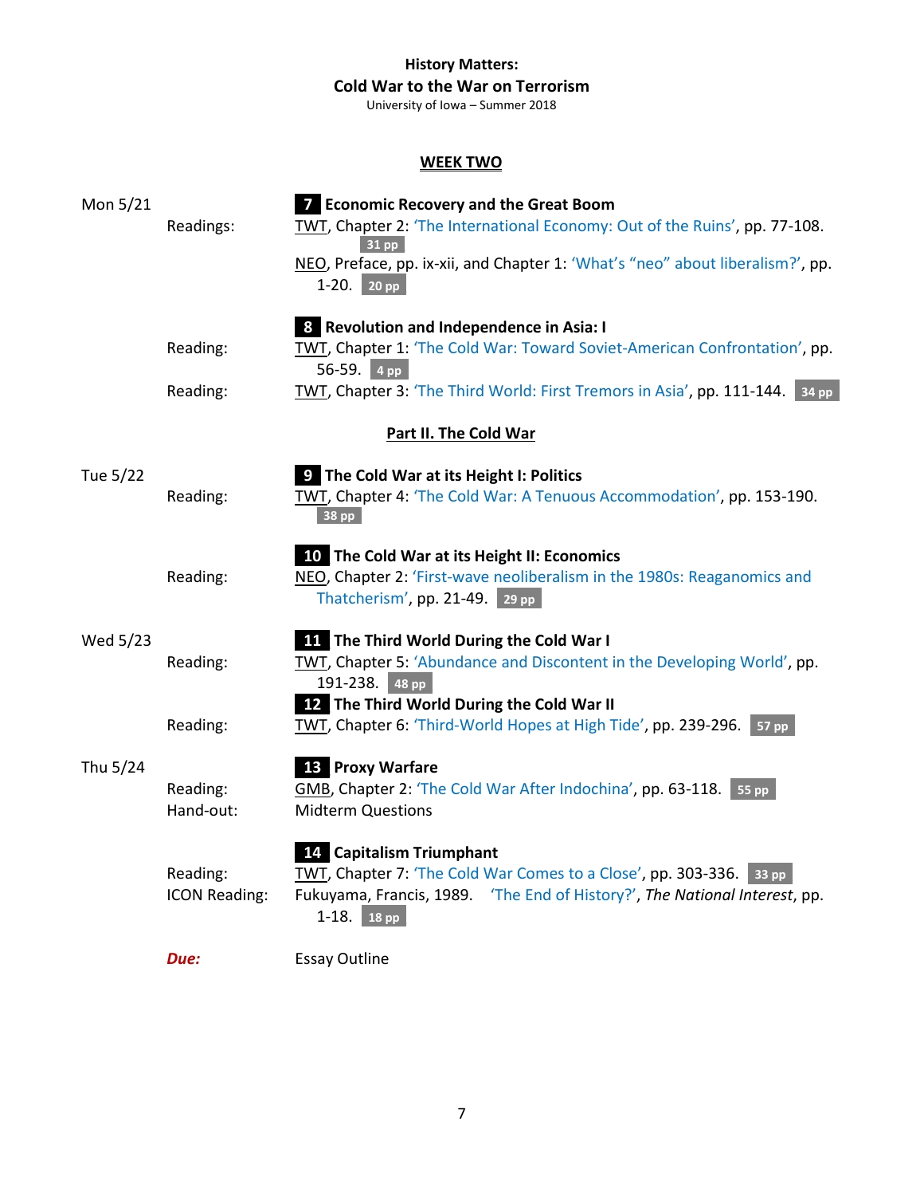**History Matters:**
**Cold War to the War on Terrorism**
University of Iowa – Summer 2018

## WEEK TWO

**Mon 5/21**

**7 Economic Recovery and the Great Boom**

Readings: TWT, Chapter 2: 'The International Economy: Out of the Ruins', pp. 77-108. 31 pp

NEO, Preface, pp. ix-xii, and Chapter 1: 'What's "neo" about liberalism?', pp. 1-20. 20 pp

**8 Revolution and Independence in Asia: I**

Reading: TWT, Chapter 1: 'The Cold War: Toward Soviet-American Confrontation', pp. 56-59. 4 pp

Reading: TWT, Chapter 3: 'The Third World: First Tremors in Asia', pp. 111-144. 34 pp

### Part II. The Cold War

**Tue 5/22**

**9 The Cold War at its Height I: Politics**

Reading: TWT, Chapter 4: 'The Cold War: A Tenuous Accommodation', pp. 153-190. 38 pp

**10 The Cold War at its Height II: Economics**

Reading: NEO, Chapter 2: 'First-wave neoliberalism in the 1980s: Reaganomics and Thatcherism', pp. 21-49. 29 pp

**Wed 5/23**

**11 The Third World During the Cold War I**

Reading: TWT, Chapter 5: 'Abundance and Discontent in the Developing World', pp. 191-238. 48 pp

**12 The Third World During the Cold War II**

Reading: TWT, Chapter 6: 'Third-World Hopes at High Tide', pp. 239-296. 57 pp

**Thu 5/24**

**13 Proxy Warfare**

Reading: GMB, Chapter 2: 'The Cold War After Indochina', pp. 63-118. 55 pp

Hand-out: Midterm Questions

**14 Capitalism Triumphant**

Reading: TWT, Chapter 7: 'The Cold War Comes to a Close', pp. 303-336. 33 pp

ICON Reading: Fukuyama, Francis, 1989. 'The End of History?', *The National Interest*, pp. 1-18. 18 pp

***Due:*** Essay Outline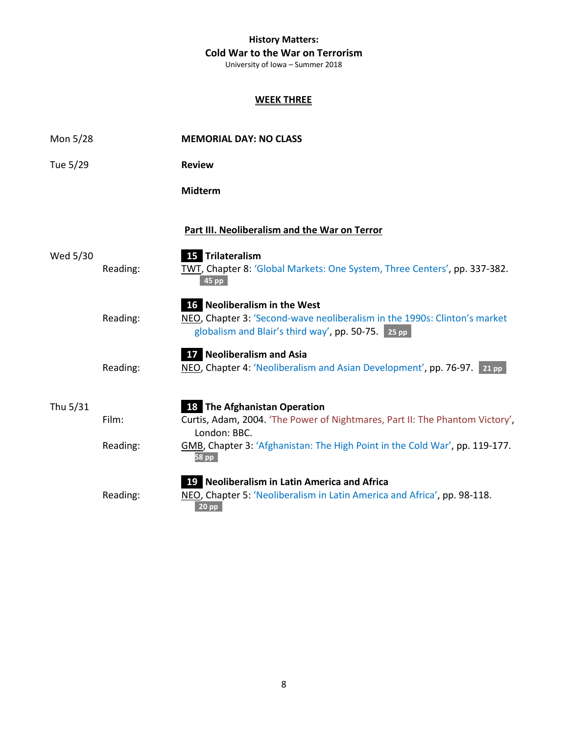**History Matters:**
**Cold War to the War on Terrorism**
University of Iowa – Summer 2018

## WEEK THREE

Mon 5/28 — **MEMORIAL DAY: NO CLASS**

Tue 5/29 — **Review**

**Midterm**

### Part III. Neoliberalism and the War on Terror

Wed 5/30

**15 Trilateralism**

Reading: TWT, Chapter 8: 'Global Markets: One System, Three Centers', pp. 337-382. **45 pp**

**16 Neoliberalism in the West**

Reading: NEO, Chapter 3: 'Second-wave neoliberalism in the 1990s: Clinton's market globalism and Blair's third way', pp. 50-75. **25 pp**

**17 Neoliberalism and Asia**

Reading: NEO, Chapter 4: 'Neoliberalism and Asian Development', pp. 76-97. **21 pp**

Thu 5/31

**18 The Afghanistan Operation**

Film: Curtis, Adam, 2004. 'The Power of Nightmares, Part II: The Phantom Victory', London: BBC.

Reading: GMB, Chapter 3: 'Afghanistan: The High Point in the Cold War', pp. 119-177. **58 pp**

**19 Neoliberalism in Latin America and Africa**

Reading: NEO, Chapter 5: 'Neoliberalism in Latin America and Africa', pp. 98-118. **20 pp**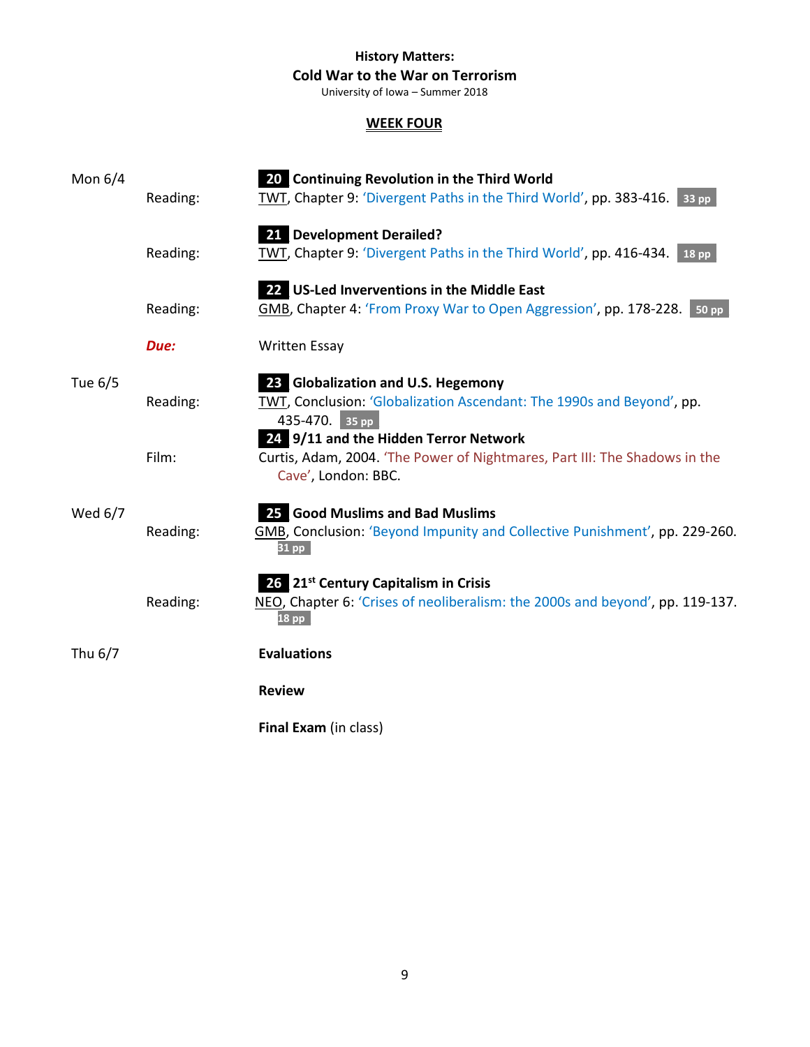**History Matters:**

**Cold War to the War on Terrorism**

University of Iowa – Summer 2018

**WEEK FOUR**

Mon 6/4

**20 Continuing Revolution in the Third World**

Reading: TWT, Chapter 9: 'Divergent Paths in the Third World', pp. 383-416. 33 pp

**21 Development Derailed?**

Reading: TWT, Chapter 9: 'Divergent Paths in the Third World', pp. 416-434. 18 pp

**22 US-Led Inverventions in the Middle East**

Reading: GMB, Chapter 4: 'From Proxy War to Open Aggression', pp. 178-228. 50 pp

***Due:*** Written Essay

Tue 6/5

**23 Globalization and U.S. Hegemony**

Reading: TWT, Conclusion: 'Globalization Ascendant: The 1990s and Beyond', pp. 435-470. 35 pp

**24 9/11 and the Hidden Terror Network**

Film: Curtis, Adam, 2004. 'The Power of Nightmares, Part III: The Shadows in the Cave', London: BBC.

Wed 6/7

**25 Good Muslims and Bad Muslims**

Reading: GMB, Conclusion: 'Beyond Impunity and Collective Punishment', pp. 229-260. 31 pp

**26 21st Century Capitalism in Crisis**

Reading: NEO, Chapter 6: 'Crises of neoliberalism: the 2000s and beyond', pp. 119-137. 18 pp

Thu 6/7

**Evaluations**

**Review**

**Final Exam** (in class)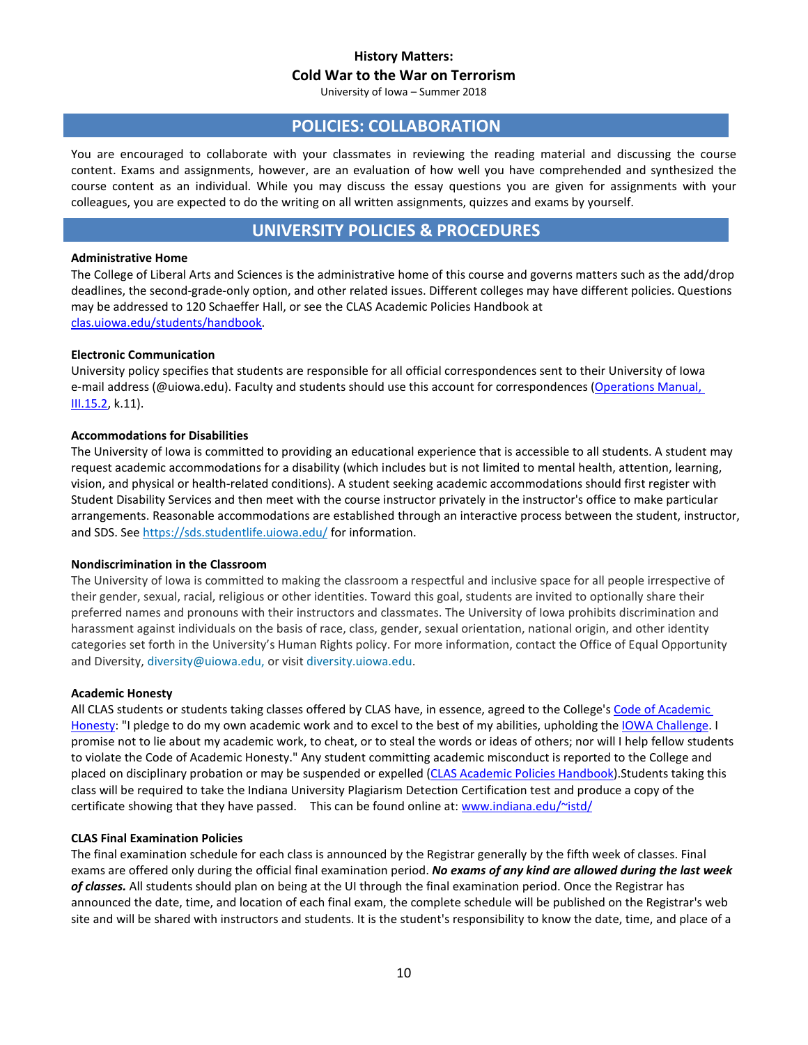**History Matters:**

**Cold War to the War on Terrorism**

University of Iowa – Summer 2018

## POLICIES: COLLABORATION

You are encouraged to collaborate with your classmates in reviewing the reading material and discussing the course content. Exams and assignments, however, are an evaluation of how well you have comprehended and synthesized the course content as an individual. While you may discuss the essay questions you are given for assignments with your colleagues, you are expected to do the writing on all written assignments, quizzes and exams by yourself.

## UNIVERSITY POLICIES & PROCEDURES

**Administrative Home**

The College of Liberal Arts and Sciences is the administrative home of this course and governs matters such as the add/drop deadlines, the second-grade-only option, and other related issues. Different colleges may have different policies. Questions may be addressed to 120 Schaeffer Hall, or see the CLAS Academic Policies Handbook at clas.uiowa.edu/students/handbook.

**Electronic Communication**

University policy specifies that students are responsible for all official correspondences sent to their University of Iowa e-mail address (@uiowa.edu). Faculty and students should use this account for correspondences (Operations Manual, III.15.2, k.11).

**Accommodations for Disabilities**

The University of Iowa is committed to providing an educational experience that is accessible to all students. A student may request academic accommodations for a disability (which includes but is not limited to mental health, attention, learning, vision, and physical or health-related conditions). A student seeking academic accommodations should first register with Student Disability Services and then meet with the course instructor privately in the instructor's office to make particular arrangements. Reasonable accommodations are established through an interactive process between the student, instructor, and SDS. See https://sds.studentlife.uiowa.edu/ for information.

**Nondiscrimination in the Classroom**

The University of Iowa is committed to making the classroom a respectful and inclusive space for all people irrespective of their gender, sexual, racial, religious or other identities. Toward this goal, students are invited to optionally share their preferred names and pronouns with their instructors and classmates. The University of Iowa prohibits discrimination and harassment against individuals on the basis of race, class, gender, sexual orientation, national origin, and other identity categories set forth in the University's Human Rights policy. For more information, contact the Office of Equal Opportunity and Diversity, diversity@uiowa.edu, or visit diversity.uiowa.edu.

**Academic Honesty**

All CLAS students or students taking classes offered by CLAS have, in essence, agreed to the College's Code of Academic Honesty: "I pledge to do my own academic work and to excel to the best of my abilities, upholding the IOWA Challenge. I promise not to lie about my academic work, to cheat, or to steal the words or ideas of others; nor will I help fellow students to violate the Code of Academic Honesty." Any student committing academic misconduct is reported to the College and placed on disciplinary probation or may be suspended or expelled (CLAS Academic Policies Handbook).Students taking this class will be required to take the Indiana University Plagiarism Detection Certification test and produce a copy of the certificate showing that they have passed. This can be found online at: www.indiana.edu/~istd/

**CLAS Final Examination Policies**

The final examination schedule for each class is announced by the Registrar generally by the fifth week of classes. Final exams are offered only during the official final examination period. ***No exams of any kind are allowed during the last week of classes.*** All students should plan on being at the UI through the final examination period. Once the Registrar has announced the date, time, and location of each final exam, the complete schedule will be published on the Registrar's web site and will be shared with instructors and students. It is the student's responsibility to know the date, time, and place of a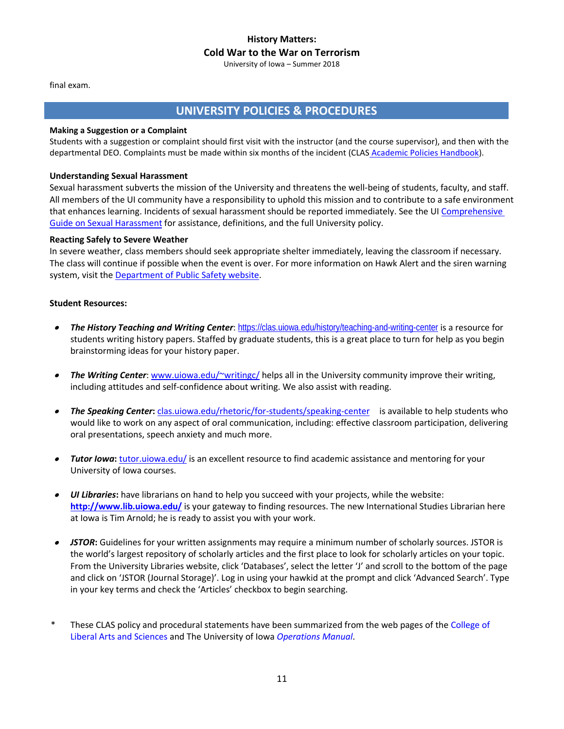final exam.

## UNIVERSITY POLICIES & PROCEDURES

**Making a Suggestion or a Complaint**
Students with a suggestion or complaint should first visit with the instructor (and the course supervisor), and then with the departmental DEO. Complaints must be made within six months of the incident (CLAS Academic Policies Handbook).

**Understanding Sexual Harassment**
Sexual harassment subverts the mission of the University and threatens the well-being of students, faculty, and staff. All members of the UI community have a responsibility to uphold this mission and to contribute to a safe environment that enhances learning. Incidents of sexual harassment should be reported immediately. See the UI Comprehensive Guide on Sexual Harassment for assistance, definitions, and the full University policy.

**Reacting Safely to Severe Weather**
In severe weather, class members should seek appropriate shelter immediately, leaving the classroom if necessary. The class will continue if possible when the event is over. For more information on Hawk Alert and the siren warning system, visit the Department of Public Safety website.

**Student Resources:**

- ***The History Teaching and Writing Center***: https://clas.uiowa.edu/history/teaching-and-writing-center is a resource for students writing history papers. Staffed by graduate students, this is a great place to turn for help as you begin brainstorming ideas for your history paper.

- ***The Writing Center***: www.uiowa.edu/~writingc/ helps all in the University community improve their writing, including attitudes and self-confidence about writing. We also assist with reading.

- ***The Speaking Center*****:** clas.uiowa.edu/rhetoric/for-students/speaking-center is available to help students who would like to work on any aspect of oral communication, including: effective classroom participation, delivering oral presentations, speech anxiety and much more.

- ***Tutor Iowa*****:** tutor.uiowa.edu/ is an excellent resource to find academic assistance and mentoring for your University of Iowa courses.

- ***UI Libraries*****:** have librarians on hand to help you succeed with your projects, while the website: **http://www.lib.uiowa.edu/** is your gateway to finding resources. The new International Studies Librarian here at Iowa is Tim Arnold; he is ready to assist you with your work.

- ***JSTOR*****:** Guidelines for your written assignments may require a minimum number of scholarly sources. JSTOR is the world's largest repository of scholarly articles and the first place to look for scholarly articles on your topic. From the University Libraries website, click 'Databases', select the letter 'J' and scroll to the bottom of the page and click on 'JSTOR (Journal Storage)'. Log in using your hawkid at the prompt and click 'Advanced Search'. Type in your key terms and check the 'Articles' checkbox to begin searching.

\* These CLAS policy and procedural statements have been summarized from the web pages of the College of Liberal Arts and Sciences and The University of Iowa *Operations Manual*.